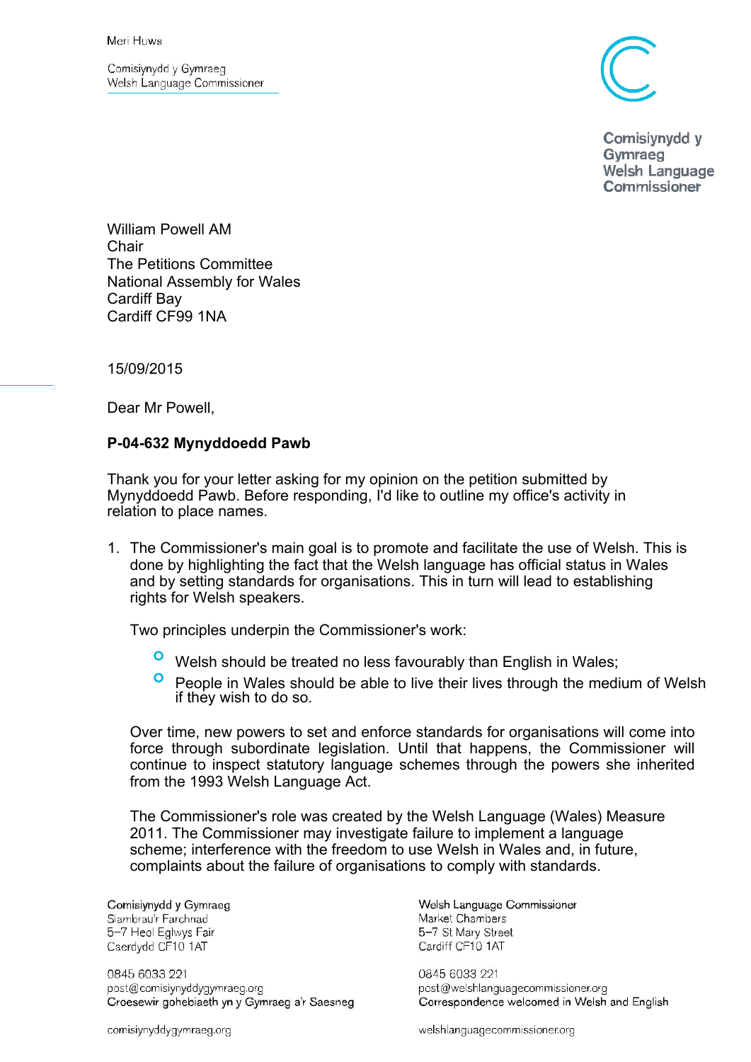Meri Huws

Comisiynydd y Gymraeg
Welsh Language Commissioner

William Powell AM
Chair
The Petitions Committee
National Assembly for Wales
Cardiff Bay
Cardiff CF99 1NA

15/09/2015

Dear Mr Powell,

**P-04-632 Mynyddoedd Pawb**

Thank you for your letter asking for my opinion on the petition submitted by Mynyddoedd Pawb. Before responding, I'd like to outline my office's activity in relation to place names.

1. The Commissioner's main goal is to promote and facilitate the use of Welsh. This is done by highlighting the fact that the Welsh language has official status in Wales and by setting standards for organisations. This in turn will lead to establishing rights for Welsh speakers.

   Two principles underpin the Commissioner's work:

   - Welsh should be treated no less favourably than English in Wales;
   - People in Wales should be able to live their lives through the medium of Welsh if they wish to do so.

   Over time, new powers to set and enforce standards for organisations will come into force through subordinate legislation. Until that happens, the Commissioner will continue to inspect statutory language schemes through the powers she inherited from the 1993 Welsh Language Act.

   The Commissioner's role was created by the Welsh Language (Wales) Measure 2011. The Commissioner may investigate failure to implement a language scheme; interference with the freedom to use Welsh in Wales and, in future, complaints about the failure of organisations to comply with standards.

Comisiynydd y Gymraeg
Siambrau'r Farchnad
5–7 Heol Eglwys Fair
Caerdydd CF10 1AT

0845 6033 221
post@comisiynyddygymraeg.org
Croesewir gohebiaeth yn y Gymraeg a'r Saesneg

comisiynyddygymraeg.org

Welsh Language Commissioner
Market Chambers
5–7 St Mary Street
Cardiff CF10 1AT

0845 6033 221
post@welshlanguagecommissioner.org
Correspondence welcomed in Welsh and English

welshlanguagecommissioner.org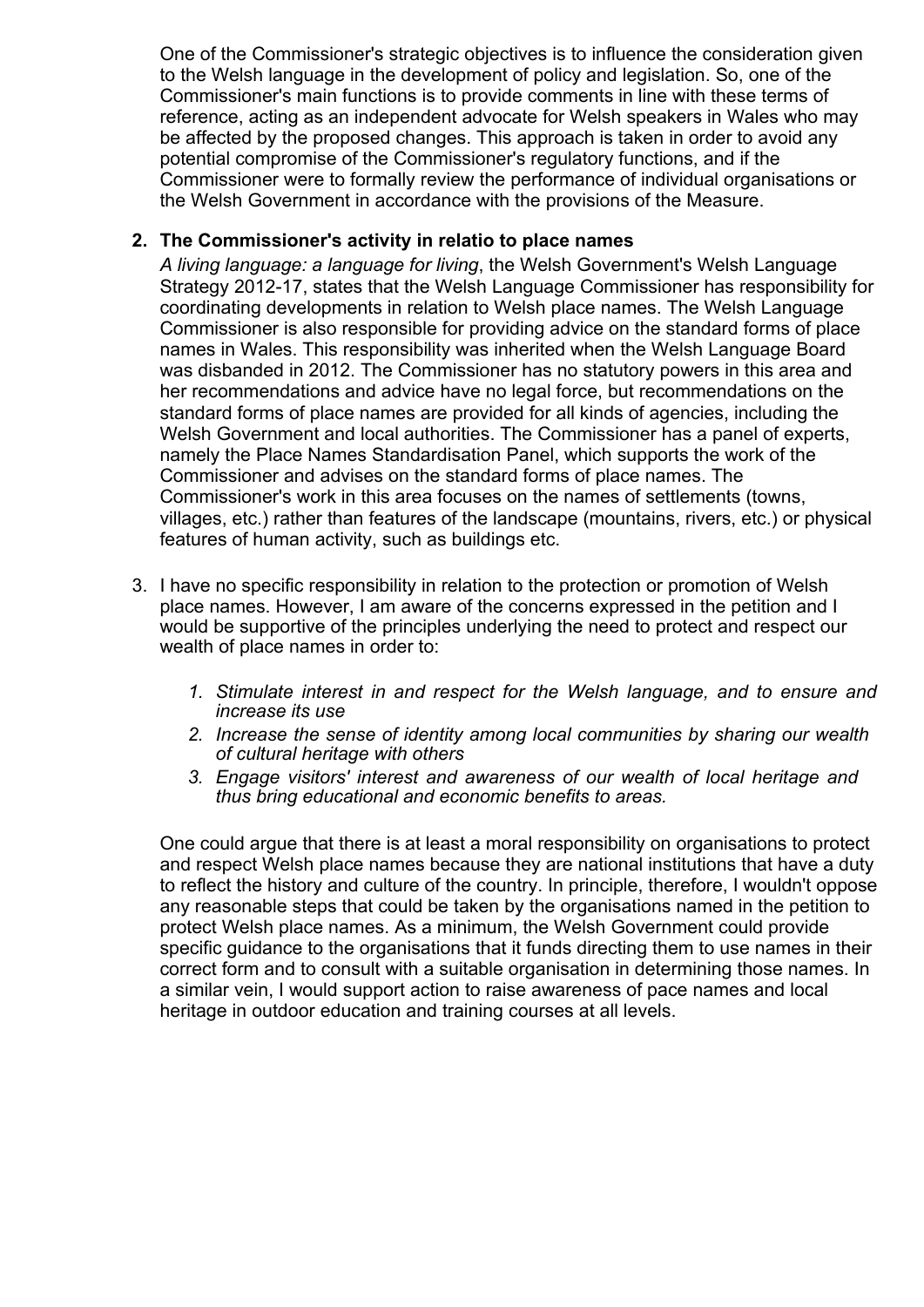One of the Commissioner's strategic objectives is to influence the consideration given to the Welsh language in the development of policy and legislation. So, one of the Commissioner's main functions is to provide comments in line with these terms of reference, acting as an independent advocate for Welsh speakers in Wales who may be affected by the proposed changes. This approach is taken in order to avoid any potential compromise of the Commissioner's regulatory functions, and if the Commissioner were to formally review the performance of individual organisations or the Welsh Government in accordance with the provisions of the Measure.

2. **The Commissioner's activity in relatio to place names**

   *A living language: a language for living*, the Welsh Government's Welsh Language Strategy 2012-17, states that the Welsh Language Commissioner has responsibility for coordinating developments in relation to Welsh place names. The Welsh Language Commissioner is also responsible for providing advice on the standard forms of place names in Wales. This responsibility was inherited when the Welsh Language Board was disbanded in 2012. The Commissioner has no statutory powers in this area and her recommendations and advice have no legal force, but recommendations on the standard forms of place names are provided for all kinds of agencies, including the Welsh Government and local authorities. The Commissioner has a panel of experts, namely the Place Names Standardisation Panel, which supports the work of the Commissioner and advises on the standard forms of place names. The Commissioner's work in this area focuses on the names of settlements (towns, villages, etc.) rather than features of the landscape (mountains, rivers, etc.) or physical features of human activity, such as buildings etc.

3. I have no specific responsibility in relation to the protection or promotion of Welsh place names. However, I am aware of the concerns expressed in the petition and I would be supportive of the principles underlying the need to protect and respect our wealth of place names in order to:

   1. *Stimulate interest in and respect for the Welsh language, and to ensure and increase its use*
   2. *Increase the sense of identity among local communities by sharing our wealth of cultural heritage with others*
   3. *Engage visitors' interest and awareness of our wealth of local heritage and thus bring educational and economic benefits to areas.*

   One could argue that there is at least a moral responsibility on organisations to protect and respect Welsh place names because they are national institutions that have a duty to reflect the history and culture of the country. In principle, therefore, I wouldn't oppose any reasonable steps that could be taken by the organisations named in the petition to protect Welsh place names. As a minimum, the Welsh Government could provide specific guidance to the organisations that it funds directing them to use names in their correct form and to consult with a suitable organisation in determining those names. In a similar vein, I would support action to raise awareness of pace names and local heritage in outdoor education and training courses at all levels.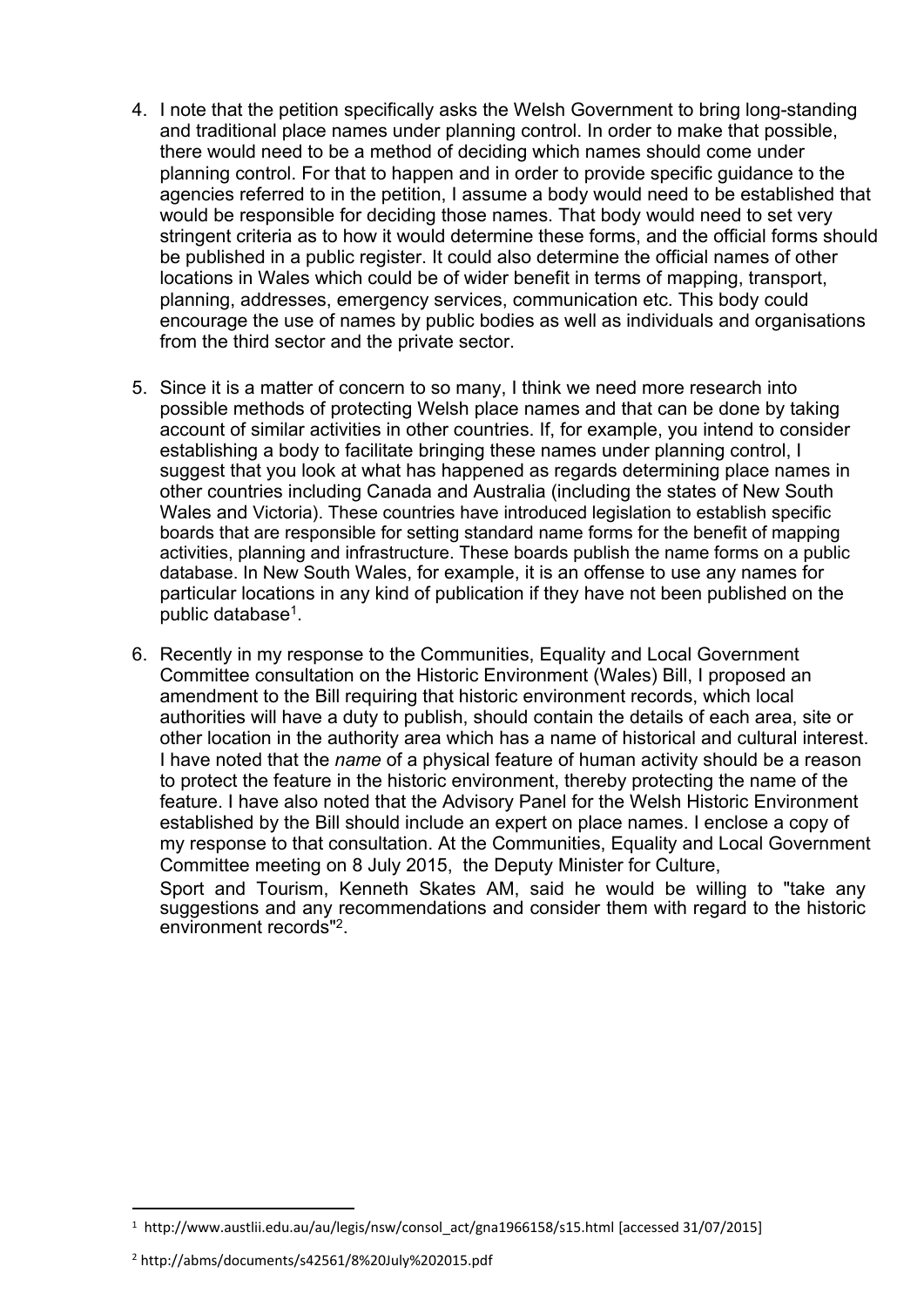4. I note that the petition specifically asks the Welsh Government to bring long-standing and traditional place names under planning control. In order to make that possible, there would need to be a method of deciding which names should come under planning control. For that to happen and in order to provide specific guidance to the agencies referred to in the petition, I assume a body would need to be established that would be responsible for deciding those names. That body would need to set very stringent criteria as to how it would determine these forms, and the official forms should be published in a public register. It could also determine the official names of other locations in Wales which could be of wider benefit in terms of mapping, transport, planning, addresses, emergency services, communication etc. This body could encourage the use of names by public bodies as well as individuals and organisations from the third sector and the private sector.

5. Since it is a matter of concern to so many, I think we need more research into possible methods of protecting Welsh place names and that can be done by taking account of similar activities in other countries. If, for example, you intend to consider establishing a body to facilitate bringing these names under planning control, I suggest that you look at what has happened as regards determining place names in other countries including Canada and Australia (including the states of New South Wales and Victoria). These countries have introduced legislation to establish specific boards that are responsible for setting standard name forms for the benefit of mapping activities, planning and infrastructure. These boards publish the name forms on a public database. In New South Wales, for example, it is an offense to use any names for particular locations in any kind of publication if they have not been published on the public database[1].

6. Recently in my response to the Communities, Equality and Local Government Committee consultation on the Historic Environment (Wales) Bill, I proposed an amendment to the Bill requiring that historic environment records, which local authorities will have a duty to publish, should contain the details of each area, site or other location in the authority area which has a name of historical and cultural interest. I have noted that the *name* of a physical feature of human activity should be a reason to protect the feature in the historic environment, thereby protecting the name of the feature. I have also noted that the Advisory Panel for the Welsh Historic Environment established by the Bill should include an expert on place names. I enclose a copy of my response to that consultation. At the Communities, Equality and Local Government Committee meeting on 8 July 2015, the Deputy Minister for Culture, Sport and Tourism, Kenneth Skates AM, said he would be willing to "take any suggestions and any recommendations and consider them with regard to the historic environment records"[2].

---

[1] http://www.austlii.edu.au/au/legis/nsw/consol_act/gna1966158/s15.html [accessed 31/07/2015]

[2] http://abms/documents/s42561/8%20July%202015.pdf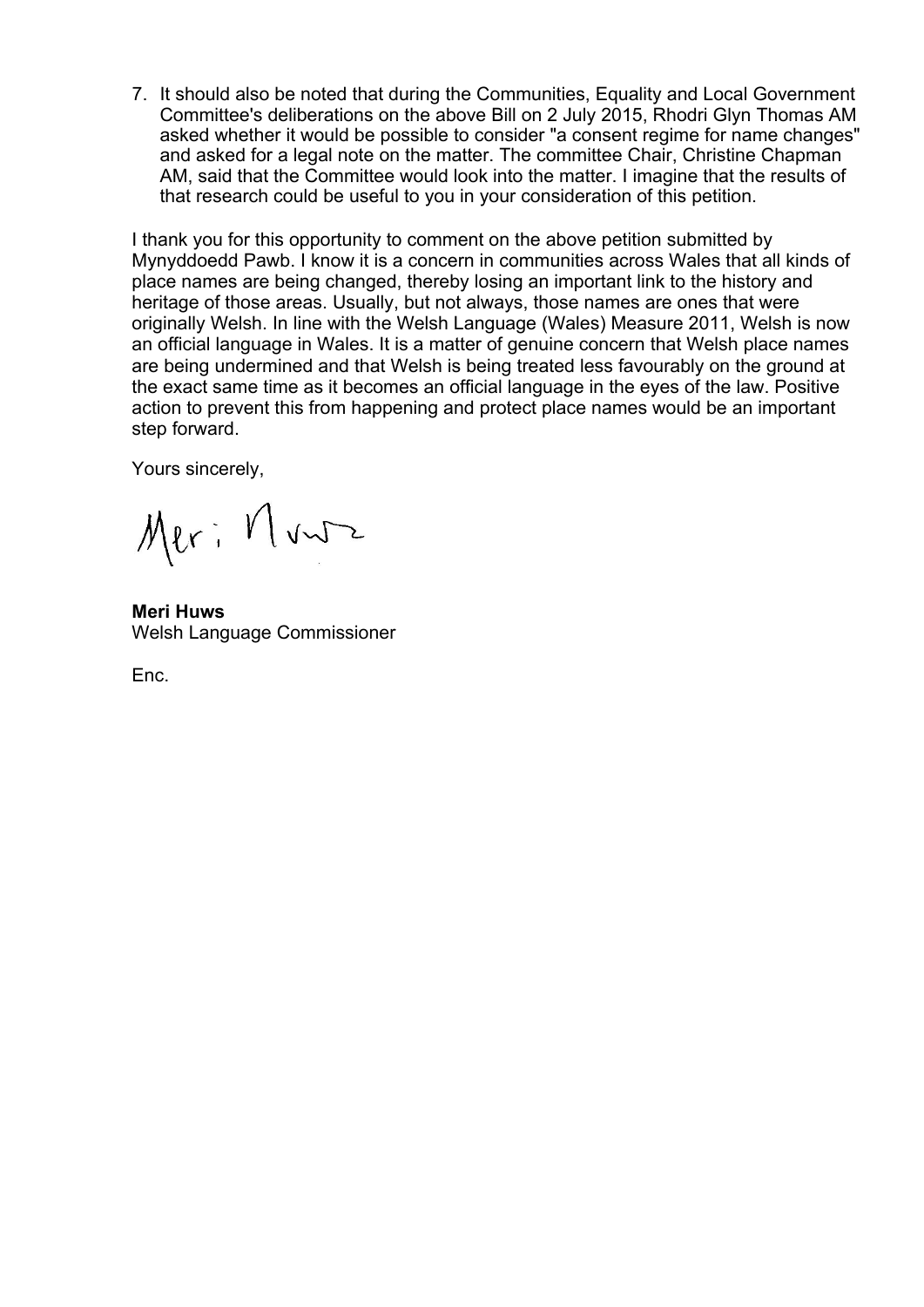7. It should also be noted that during the Communities, Equality and Local Government Committee's deliberations on the above Bill on 2 July 2015, Rhodri Glyn Thomas AM asked whether it would be possible to consider "a consent regime for name changes" and asked for a legal note on the matter. The committee Chair, Christine Chapman AM, said that the Committee would look into the matter. I imagine that the results of that research could be useful to you in your consideration of this petition.

I thank you for this opportunity to comment on the above petition submitted by Mynyddoedd Pawb. I know it is a concern in communities across Wales that all kinds of place names are being changed, thereby losing an important link to the history and heritage of those areas. Usually, but not always, those names are ones that were originally Welsh. In line with the Welsh Language (Wales) Measure 2011, Welsh is now an official language in Wales. It is a matter of genuine concern that Welsh place names are being undermined and that Welsh is being treated less favourably on the ground at the exact same time as it becomes an official language in the eyes of the law. Positive action to prevent this from happening and protect place names would be an important step forward.

Yours sincerely,

**Meri Huws**
Welsh Language Commissioner

Enc.